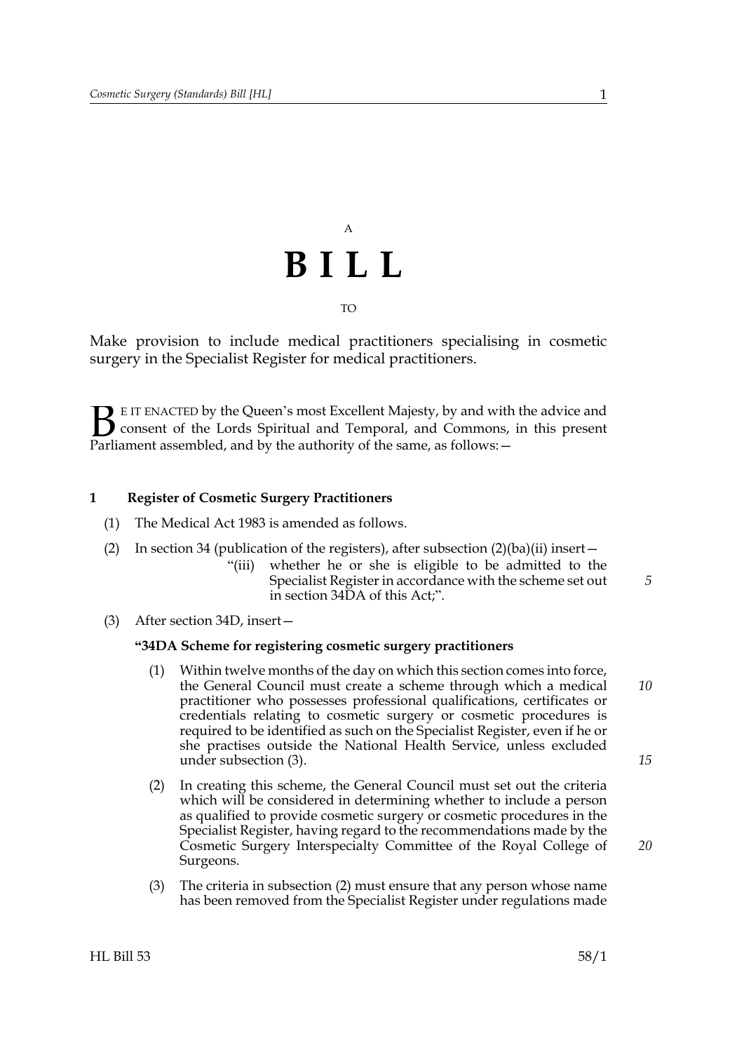A

# BILL

TO

Make provision to include medical practitioners specialising in cosmetic surgery in the Specialist Register for medical practitioners.

BE IT ENACTED by the Queen's most Excellent Majesty, by and with the advice and consent of the Lords Spiritual and Temporal, and Commons, in this present Parliament assembled, and by the authority of the same, as follows:—

### 1 Register of Cosmetic Surgery Practitioners

(1) The Medical Act 1983 is amended as follows.

(2) In section 34 (publication of the registers), after subsection (2)(ba)(ii) insert—

> "(iii) whether he or she is eligible to be admitted to the Specialist Register in accordance with the scheme set out in section 34DA of this Act;".

(3) After section 34D, insert—

> **"34DA Scheme for registering cosmetic surgery practitioners**
>
> (1) Within twelve months of the day on which this section comes into force, the General Council must create a scheme through which a medical practitioner who possesses professional qualifications, certificates or credentials relating to cosmetic surgery or cosmetic procedures is required to be identified as such on the Specialist Register, even if he or she practises outside the National Health Service, unless excluded under subsection (3).
>
> (2) In creating this scheme, the General Council must set out the criteria which will be considered in determining whether to include a person as qualified to provide cosmetic surgery or cosmetic procedures in the Specialist Register, having regard to the recommendations made by the Cosmetic Surgery Interspecialty Committee of the Royal College of Surgeons.
>
> (3) The criteria in subsection (2) must ensure that any person whose name has been removed from the Specialist Register under regulations made

HL Bill 53 58/1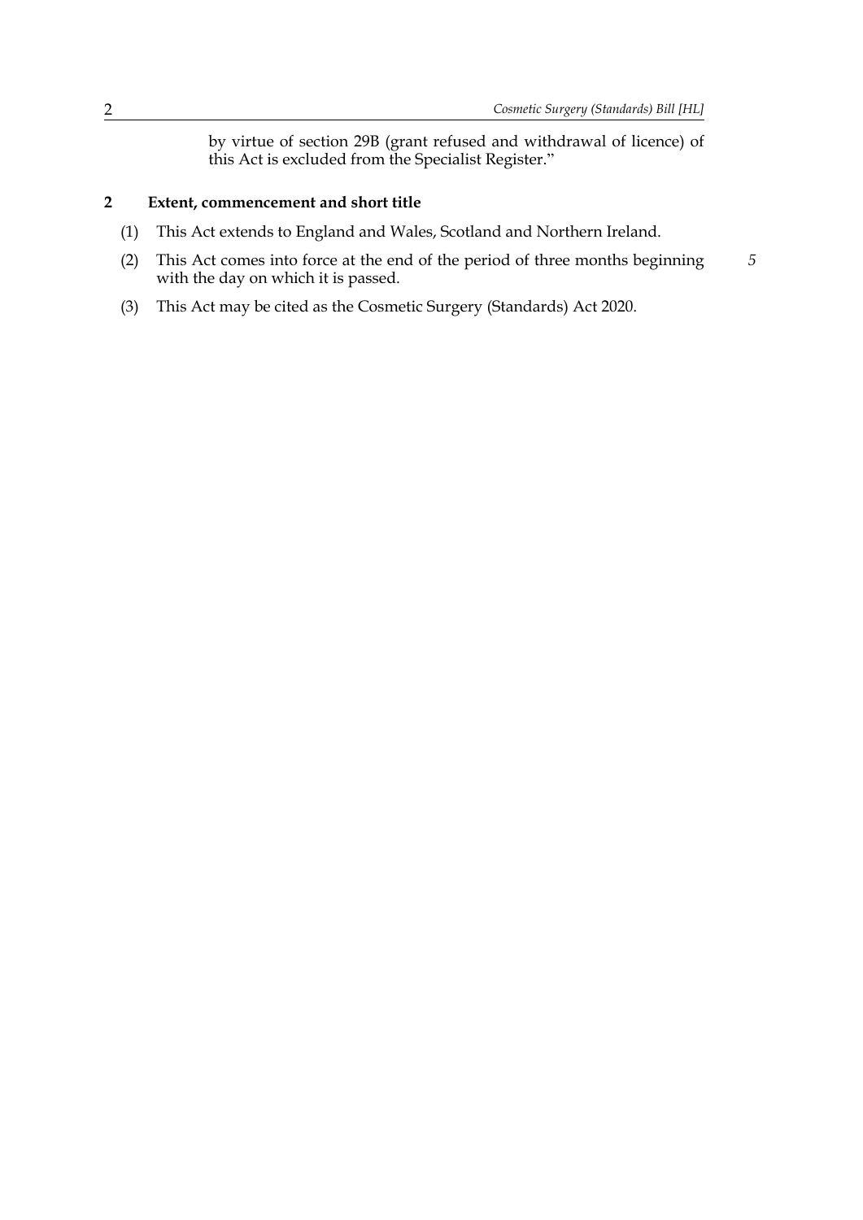by virtue of section 29B (grant refused and withdrawal of licence) of this Act is excluded from the Specialist Register."

## 2 Extent, commencement and short title

(1) This Act extends to England and Wales, Scotland and Northern Ireland.

(2) This Act comes into force at the end of the period of three months beginning with the day on which it is passed.

(3) This Act may be cited as the Cosmetic Surgery (Standards) Act 2020.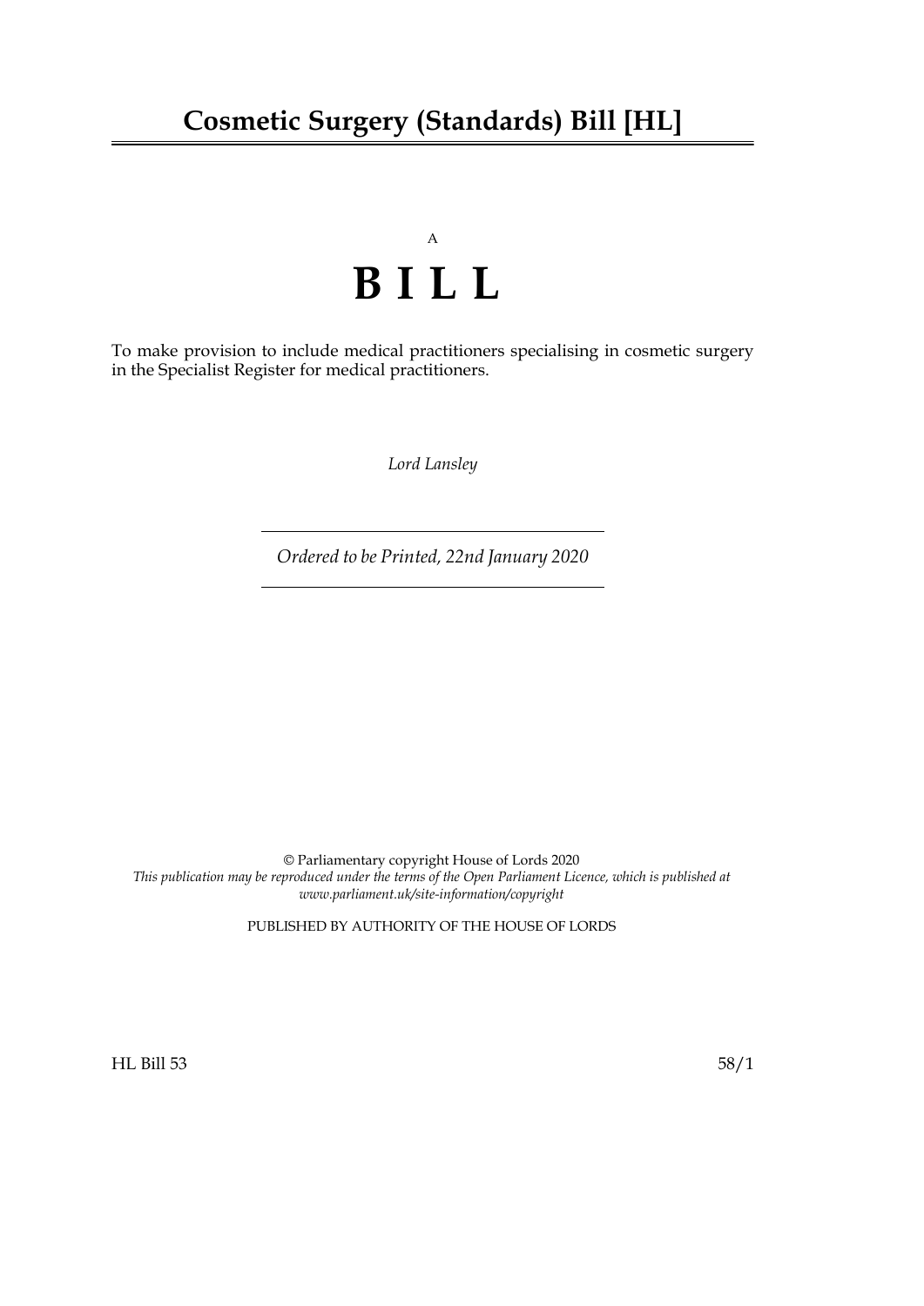# Cosmetic Surgery (Standards) Bill [HL]

A

# B I L L

To make provision to include medical practitioners specialising in cosmetic surgery in the Specialist Register for medical practitioners.

*Lord Lansley*

---

*Ordered to be Printed, 22nd January 2020*

---

© Parliamentary copyright House of Lords 2020
*This publication may be reproduced under the terms of the Open Parliament Licence, which is published at www.parliament.uk/site-information/copyright*

PUBLISHED BY AUTHORITY OF THE HOUSE OF LORDS

HL Bill 53 58/1